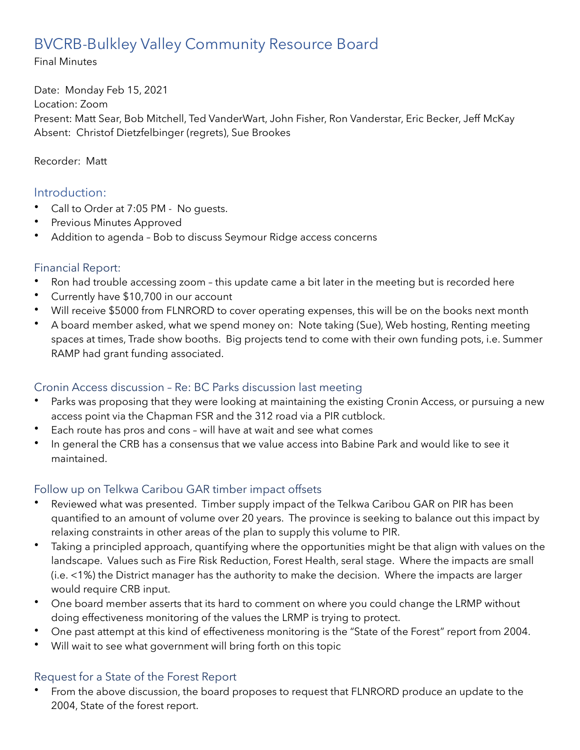# BVCRB-Bulkley Valley Community Resource Board

Final Minutes

Date: Monday Feb 15, 2021
Location: Zoom
Present: Matt Sear, Bob Mitchell, Ted VanderWart, John Fisher, Ron Vanderstar, Eric Becker, Jeff McKay
Absent: Christof Dietzfelbinger (regrets), Sue Brookes

Recorder: Matt

## Introduction:

- Call to Order at 7:05 PM - No guests.
- Previous Minutes Approved
- Addition to agenda – Bob to discuss Seymour Ridge access concerns

## Financial Report:

- Ron had trouble accessing zoom – this update came a bit later in the meeting but is recorded here
- Currently have $10,700 in our account
- Will receive $5000 from FLNRORD to cover operating expenses, this will be on the books next month
- A board member asked, what we spend money on: Note taking (Sue), Web hosting, Renting meeting spaces at times, Trade show booths. Big projects tend to come with their own funding pots, i.e. Summer RAMP had grant funding associated.

## Cronin Access discussion – Re: BC Parks discussion last meeting

- Parks was proposing that they were looking at maintaining the existing Cronin Access, or pursuing a new access point via the Chapman FSR and the 312 road via a PIR cutblock.
- Each route has pros and cons – will have at wait and see what comes
- In general the CRB has a consensus that we value access into Babine Park and would like to see it maintained.

## Follow up on Telkwa Caribou GAR timber impact offsets

- Reviewed what was presented. Timber supply impact of the Telkwa Caribou GAR on PIR has been quantified to an amount of volume over 20 years. The province is seeking to balance out this impact by relaxing constraints in other areas of the plan to supply this volume to PIR.
- Taking a principled approach, quantifying where the opportunities might be that align with values on the landscape. Values such as Fire Risk Reduction, Forest Health, seral stage. Where the impacts are small (i.e. <1%) the District manager has the authority to make the decision. Where the impacts are larger would require CRB input.
- One board member asserts that its hard to comment on where you could change the LRMP without doing effectiveness monitoring of the values the LRMP is trying to protect.
- One past attempt at this kind of effectiveness monitoring is the "State of the Forest" report from 2004.
- Will wait to see what government will bring forth on this topic

## Request for a State of the Forest Report

- From the above discussion, the board proposes to request that FLNRORD produce an update to the 2004, State of the forest report.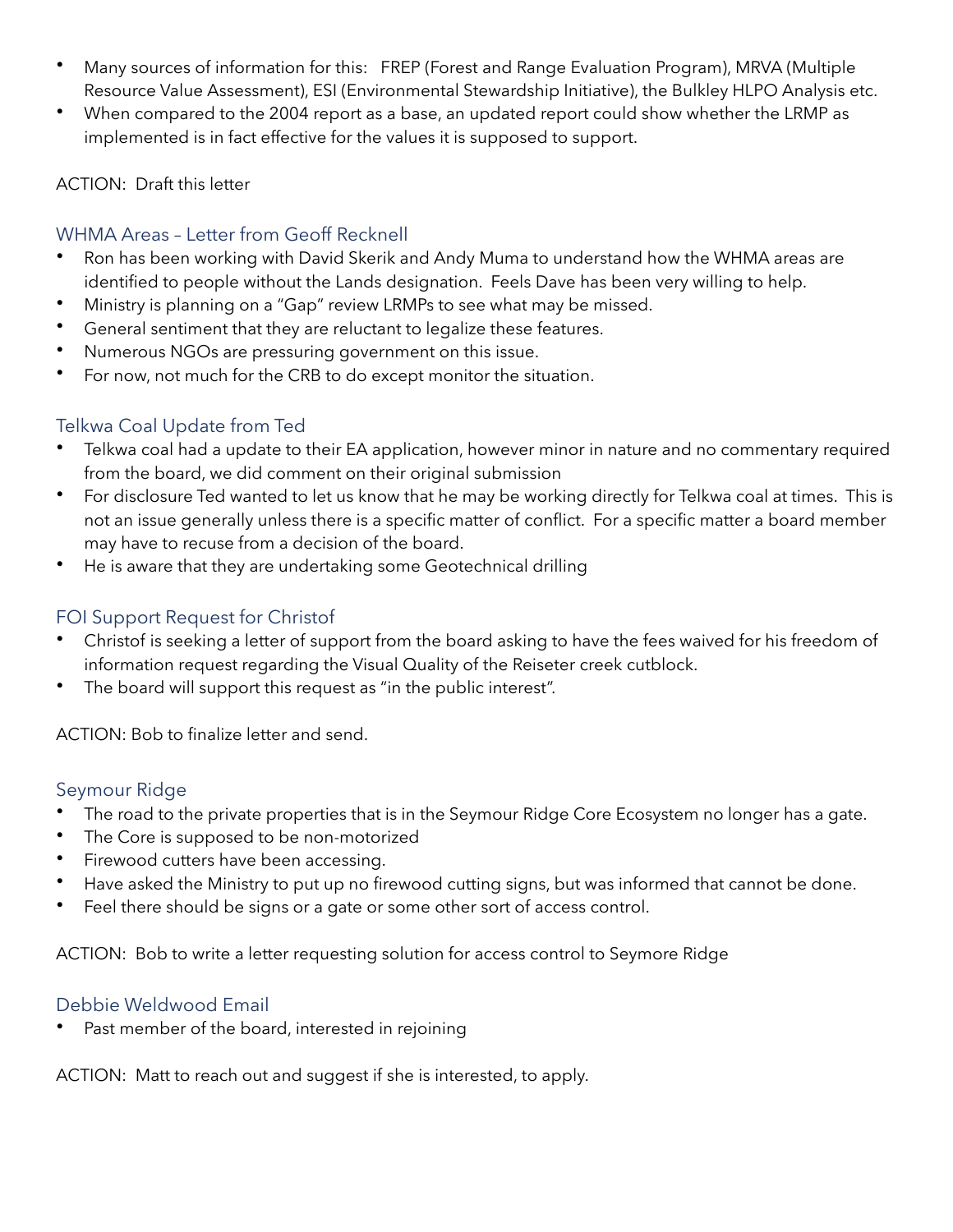- Many sources of information for this: FREP (Forest and Range Evaluation Program), MRVA (Multiple Resource Value Assessment), ESI (Environmental Stewardship Initiative), the Bulkley HLPO Analysis etc.
- When compared to the 2004 report as a base, an updated report could show whether the LRMP as implemented is in fact effective for the values it is supposed to support.

ACTION: Draft this letter

## WHMA Areas – Letter from Geoff Recknell

- Ron has been working with David Skerik and Andy Muma to understand how the WHMA areas are identified to people without the Lands designation. Feels Dave has been very willing to help.
- Ministry is planning on a "Gap" review LRMPs to see what may be missed.
- General sentiment that they are reluctant to legalize these features.
- Numerous NGOs are pressuring government on this issue.
- For now, not much for the CRB to do except monitor the situation.

## Telkwa Coal Update from Ted

- Telkwa coal had a update to their EA application, however minor in nature and no commentary required from the board, we did comment on their original submission
- For disclosure Ted wanted to let us know that he may be working directly for Telkwa coal at times. This is not an issue generally unless there is a specific matter of conflict. For a specific matter a board member may have to recuse from a decision of the board.
- He is aware that they are undertaking some Geotechnical drilling

## FOI Support Request for Christof

- Christof is seeking a letter of support from the board asking to have the fees waived for his freedom of information request regarding the Visual Quality of the Reiseter creek cutblock.
- The board will support this request as "in the public interest".

ACTION: Bob to finalize letter and send.

## Seymour Ridge

- The road to the private properties that is in the Seymour Ridge Core Ecosystem no longer has a gate.
- The Core is supposed to be non-motorized
- Firewood cutters have been accessing.
- Have asked the Ministry to put up no firewood cutting signs, but was informed that cannot be done.
- Feel there should be signs or a gate or some other sort of access control.

ACTION: Bob to write a letter requesting solution for access control to Seymore Ridge

## Debbie Weldwood Email

- Past member of the board, interested in rejoining

ACTION: Matt to reach out and suggest if she is interested, to apply.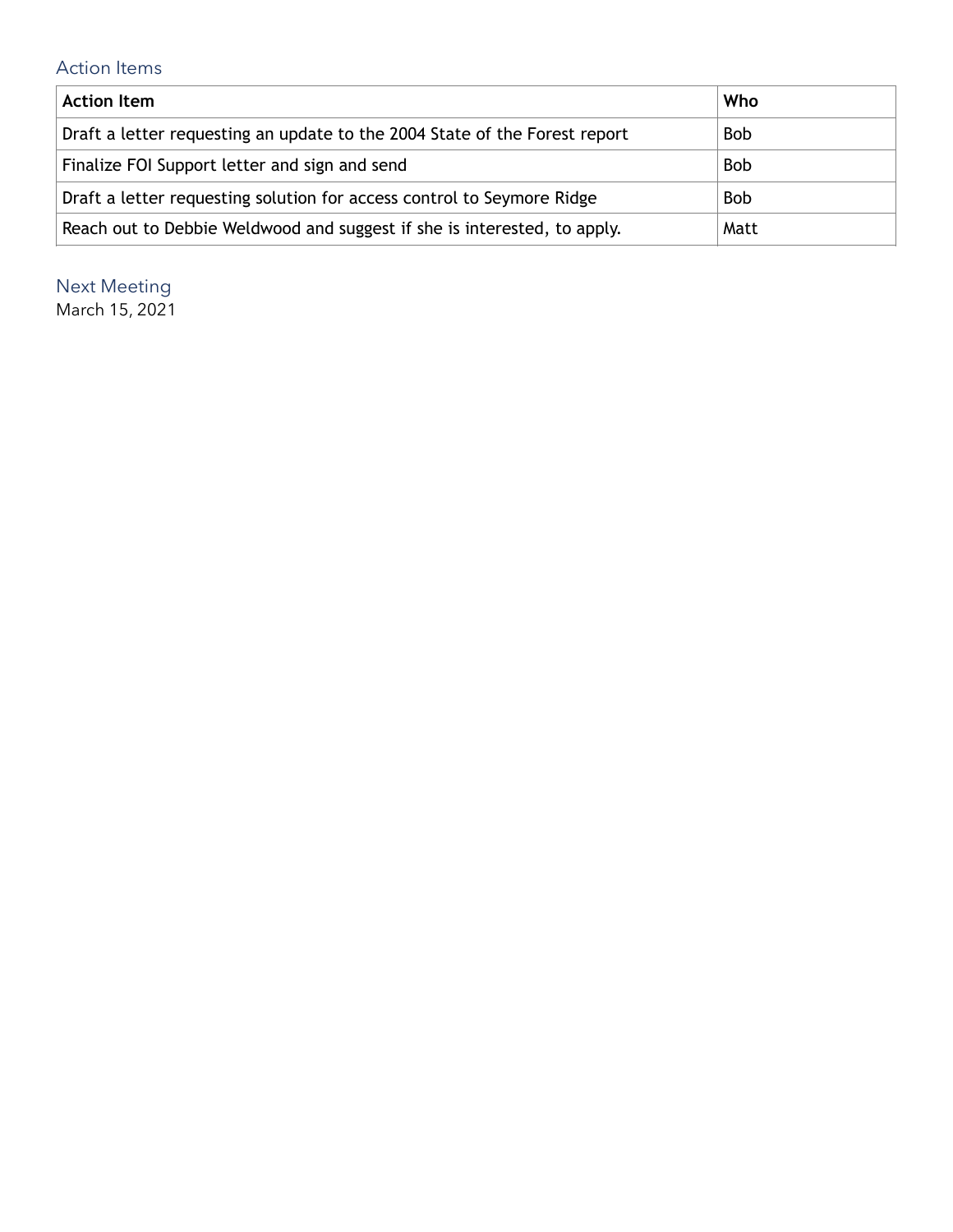## Action Items

| Action Item | Who |
| --- | --- |
| Draft a letter requesting an update to the 2004 State of the Forest report | Bob |
| Finalize FOI Support letter and sign and send | Bob |
| Draft a letter requesting solution for access control to Seymore Ridge | Bob |
| Reach out to Debbie Weldwood and suggest if she is interested, to apply. | Matt |

## Next Meeting

March 15, 2021